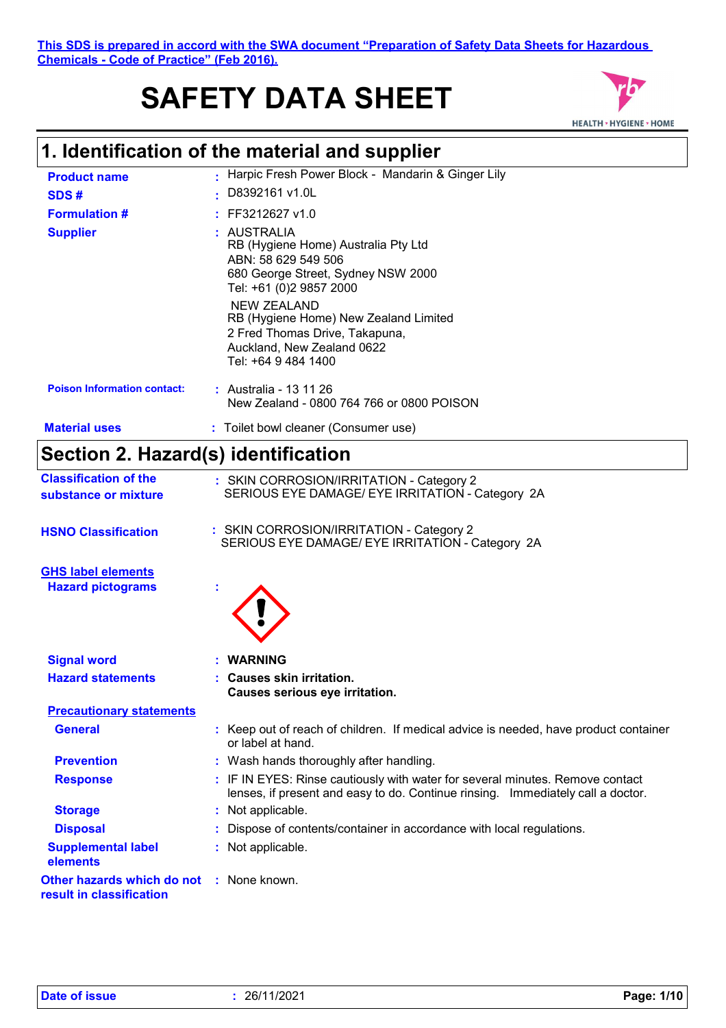This SDS is prepared in accord with the SWA document "Preparation of Safety Data Sheets for Hazardous Chemicals - Code of Practice" (Feb 2016).

# SAFETY DATA SHEET

## 1. Identification of the material and supplier

**Product name** : Harpic Fresh Power Block - Mandarin & Ginger Lily

**SDS #** : D8392161 v1.0L

**Formulation #** : FF3212627 v1.0

**Supplier** : AUSTRALIA
RB (Hygiene Home) Australia Pty Ltd
ABN: 58 629 549 506
680 George Street, Sydney NSW 2000
Tel: +61 (0)2 9857 2000

NEW ZEALAND
RB (Hygiene Home) New Zealand Limited
2 Fred Thomas Drive, Takapuna,
Auckland, New Zealand 0622
Tel: +64 9 484 1400

**Poison Information contact:** : Australia - 13 11 26
New Zealand - 0800 764 766 or 0800 POISON

**Material uses** : Toilet bowl cleaner (Consumer use)

## Section 2. Hazard(s) identification

**Classification of the substance or mixture** : SKIN CORROSION/IRRITATION - Category 2
SERIOUS EYE DAMAGE/ EYE IRRITATION - Category 2A

**HSNO Classification** : SKIN CORROSION/IRRITATION - Category 2
SERIOUS EYE DAMAGE/ EYE IRRITATION - Category 2A

**GHS label elements**

**Hazard pictograms** :

**Signal word** : **WARNING**

**Hazard statements** : **Causes skin irritation.**
**Causes serious eye irritation.**

**Precautionary statements**

**General** : Keep out of reach of children. If medical advice is needed, have product container or label at hand.

**Prevention** : Wash hands thoroughly after handling.

**Response** : IF IN EYES: Rinse cautiously with water for several minutes. Remove contact lenses, if present and easy to do. Continue rinsing. Immediately call a doctor.

**Storage** : Not applicable.

**Disposal** : Dispose of contents/container in accordance with local regulations.

**Supplemental label elements** : Not applicable.

**Other hazards which do not result in classification** : None known.

**Date of issue** : 26/11/2021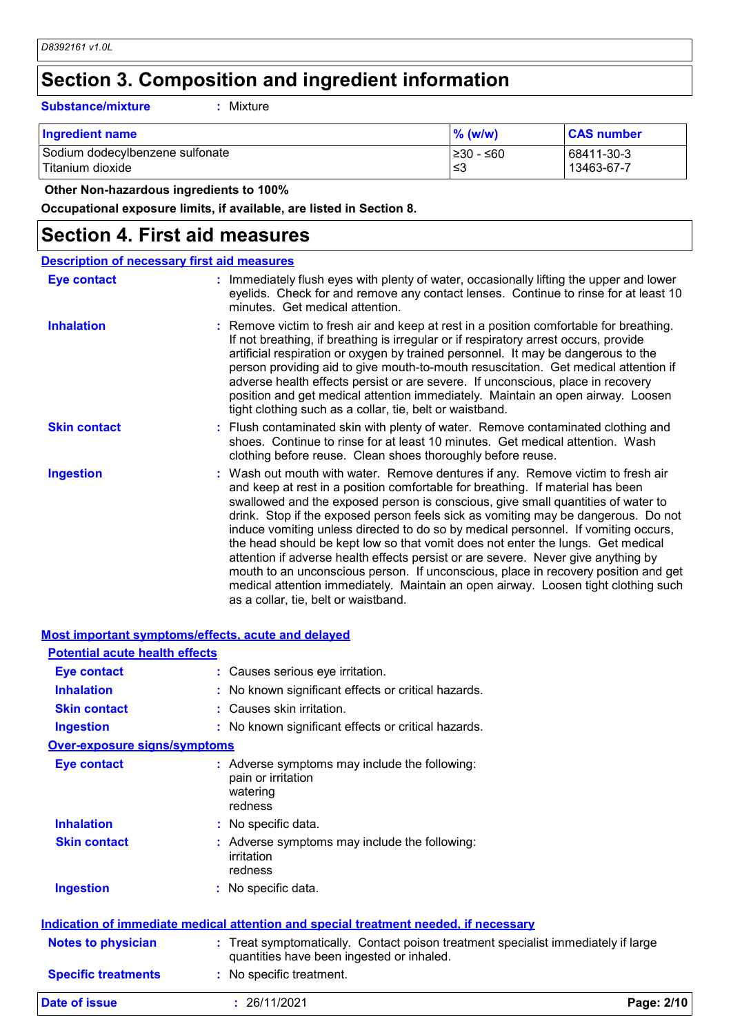## Section 3. Composition and ingredient information

**Substance/mixture** : Mixture

| Ingredient name | % (w/w) | CAS number |
|---|---|---|
| Sodium dodecylbenzene sulfonate | ≥30 - ≤60 | 68411-30-3 |
| Titanium dioxide | ≤3 | 13463-67-7 |

**Other Non-hazardous ingredients to 100%**

**Occupational exposure limits, if available, are listed in Section 8.**

## Section 4. First aid measures

### Description of necessary first aid measures

**Eye contact** : Immediately flush eyes with plenty of water, occasionally lifting the upper and lower eyelids. Check for and remove any contact lenses. Continue to rinse for at least 10 minutes. Get medical attention.

**Inhalation** : Remove victim to fresh air and keep at rest in a position comfortable for breathing. If not breathing, if breathing is irregular or if respiratory arrest occurs, provide artificial respiration or oxygen by trained personnel. It may be dangerous to the person providing aid to give mouth-to-mouth resuscitation. Get medical attention if adverse health effects persist or are severe. If unconscious, place in recovery position and get medical attention immediately. Maintain an open airway. Loosen tight clothing such as a collar, tie, belt or waistband.

**Skin contact** : Flush contaminated skin with plenty of water. Remove contaminated clothing and shoes. Continue to rinse for at least 10 minutes. Get medical attention. Wash clothing before reuse. Clean shoes thoroughly before reuse.

**Ingestion** : Wash out mouth with water. Remove dentures if any. Remove victim to fresh air and keep at rest in a position comfortable for breathing. If material has been swallowed and the exposed person is conscious, give small quantities of water to drink. Stop if the exposed person feels sick as vomiting may be dangerous. Do not induce vomiting unless directed to do so by medical personnel. If vomiting occurs, the head should be kept low so that vomit does not enter the lungs. Get medical attention if adverse health effects persist or are severe. Never give anything by mouth to an unconscious person. If unconscious, place in recovery position and get medical attention immediately. Maintain an open airway. Loosen tight clothing such as a collar, tie, belt or waistband.

### Most important symptoms/effects, acute and delayed

#### Potential acute health effects

**Eye contact** : Causes serious eye irritation.

**Inhalation** : No known significant effects or critical hazards.

**Skin contact** : Causes skin irritation.

**Ingestion** : No known significant effects or critical hazards.

#### Over-exposure signs/symptoms

**Eye contact** : Adverse symptoms may include the following:
pain or irritation
watering
redness

**Inhalation** : No specific data.

**Skin contact** : Adverse symptoms may include the following:
irritation
redness

**Ingestion** : No specific data.

### Indication of immediate medical attention and special treatment needed, if necessary

**Notes to physician** : Treat symptomatically. Contact poison treatment specialist immediately if large quantities have been ingested or inhaled.

**Specific treatments** : No specific treatment.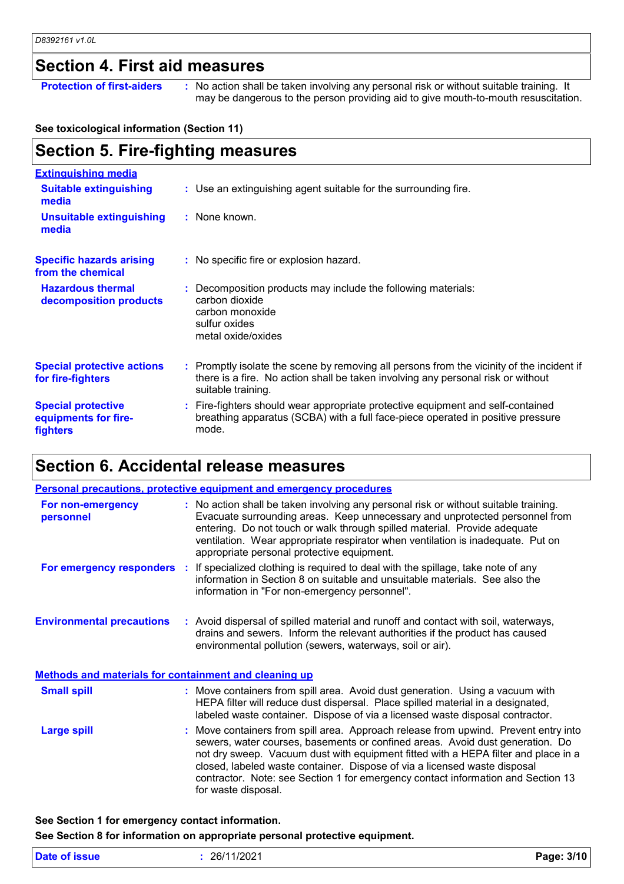## Section 4. First aid measures

**Protection of first-aiders** : No action shall be taken involving any personal risk or without suitable training. It may be dangerous to the person providing aid to give mouth-to-mouth resuscitation.

**See toxicological information (Section 11)**

## Section 5. Fire-fighting measures

**Extinguishing media**

**Suitable extinguishing media** : Use an extinguishing agent suitable for the surrounding fire.

**Unsuitable extinguishing media** : None known.

**Specific hazards arising from the chemical** : No specific fire or explosion hazard.

**Hazardous thermal decomposition products** : Decomposition products may include the following materials:
carbon dioxide
carbon monoxide
sulfur oxides
metal oxide/oxides

**Special protective actions for fire-fighters** : Promptly isolate the scene by removing all persons from the vicinity of the incident if there is a fire. No action shall be taken involving any personal risk or without suitable training.

**Special protective equipments for fire-fighters** : Fire-fighters should wear appropriate protective equipment and self-contained breathing apparatus (SCBA) with a full face-piece operated in positive pressure mode.

## Section 6. Accidental release measures

**Personal precautions, protective equipment and emergency procedures**

**For non-emergency personnel** : No action shall be taken involving any personal risk or without suitable training. Evacuate surrounding areas. Keep unnecessary and unprotected personnel from entering. Do not touch or walk through spilled material. Provide adequate ventilation. Wear appropriate respirator when ventilation is inadequate. Put on appropriate personal protective equipment.

**For emergency responders** : If specialized clothing is required to deal with the spillage, take note of any information in Section 8 on suitable and unsuitable materials. See also the information in "For non-emergency personnel".

**Environmental precautions** : Avoid dispersal of spilled material and runoff and contact with soil, waterways, drains and sewers. Inform the relevant authorities if the product has caused environmental pollution (sewers, waterways, soil or air).

**Methods and materials for containment and cleaning up**

**Small spill** : Move containers from spill area. Avoid dust generation. Using a vacuum with HEPA filter will reduce dust dispersal. Place spilled material in a designated, labeled waste container. Dispose of via a licensed waste disposal contractor.

**Large spill** : Move containers from spill area. Approach release from upwind. Prevent entry into sewers, water courses, basements or confined areas. Avoid dust generation. Do not dry sweep. Vacuum dust with equipment fitted with a HEPA filter and place in a closed, labeled waste container. Dispose of via a licensed waste disposal contractor. Note: see Section 1 for emergency contact information and Section 13 for waste disposal.

**See Section 1 for emergency contact information.**

**See Section 8 for information on appropriate personal protective equipment.**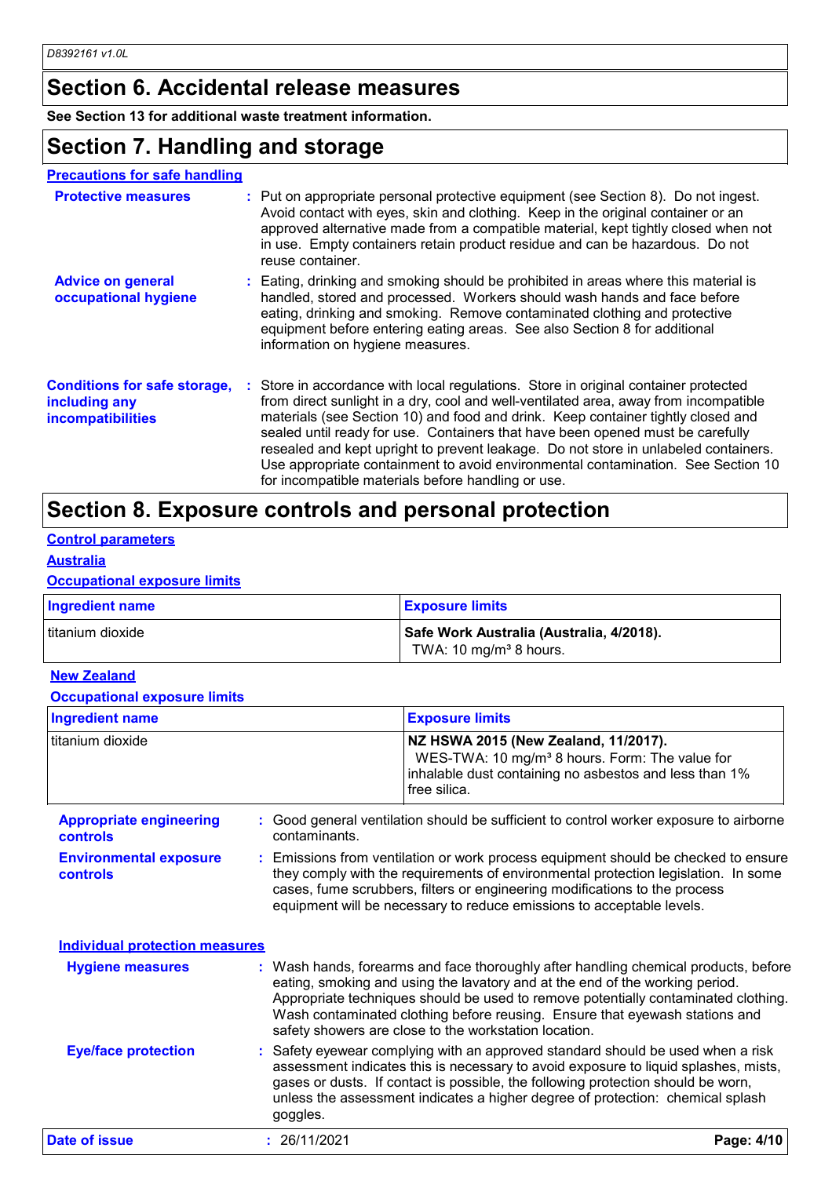## Section 6. Accidental release measures

**See Section 13 for additional waste treatment information.**

## Section 7. Handling and storage

### Precautions for safe handling

**Protective measures** : Put on appropriate personal protective equipment (see Section 8). Do not ingest. Avoid contact with eyes, skin and clothing. Keep in the original container or an approved alternative made from a compatible material, kept tightly closed when not in use. Empty containers retain product residue and can be hazardous. Do not reuse container.

**Advice on general occupational hygiene** : Eating, drinking and smoking should be prohibited in areas where this material is handled, stored and processed. Workers should wash hands and face before eating, drinking and smoking. Remove contaminated clothing and protective equipment before entering eating areas. See also Section 8 for additional information on hygiene measures.

**Conditions for safe storage, including any incompatibilities** : Store in accordance with local regulations. Store in original container protected from direct sunlight in a dry, cool and well-ventilated area, away from incompatible materials (see Section 10) and food and drink. Keep container tightly closed and sealed until ready for use. Containers that have been opened must be carefully resealed and kept upright to prevent leakage. Do not store in unlabeled containers. Use appropriate containment to avoid environmental contamination. See Section 10 for incompatible materials before handling or use.

## Section 8. Exposure controls and personal protection

### Control parameters

#### Australia

**Occupational exposure limits**

| Ingredient name | Exposure limits |
|---|---|
| titanium dioxide | **Safe Work Australia (Australia, 4/2018).** TWA: 10 mg/m³ 8 hours. |

#### New Zealand

**Occupational exposure limits**

| Ingredient name | Exposure limits |
|---|---|
| titanium dioxide | **NZ HSWA 2015 (New Zealand, 11/2017).** WES-TWA: 10 mg/m³ 8 hours. Form: The value for inhalable dust containing no asbestos and less than 1% free silica. |

**Appropriate engineering controls** : Good general ventilation should be sufficient to control worker exposure to airborne contaminants.

**Environmental exposure controls** : Emissions from ventilation or work process equipment should be checked to ensure they comply with the requirements of environmental protection legislation. In some cases, fume scrubbers, filters or engineering modifications to the process equipment will be necessary to reduce emissions to acceptable levels.

### Individual protection measures

**Hygiene measures** : Wash hands, forearms and face thoroughly after handling chemical products, before eating, smoking and using the lavatory and at the end of the working period. Appropriate techniques should be used to remove potentially contaminated clothing. Wash contaminated clothing before reusing. Ensure that eyewash stations and safety showers are close to the workstation location.

**Eye/face protection** : Safety eyewear complying with an approved standard should be used when a risk assessment indicates this is necessary to avoid exposure to liquid splashes, mists, gases or dusts. If contact is possible, the following protection should be worn, unless the assessment indicates a higher degree of protection: chemical splash goggles.

**Date of issue** : 26/11/2021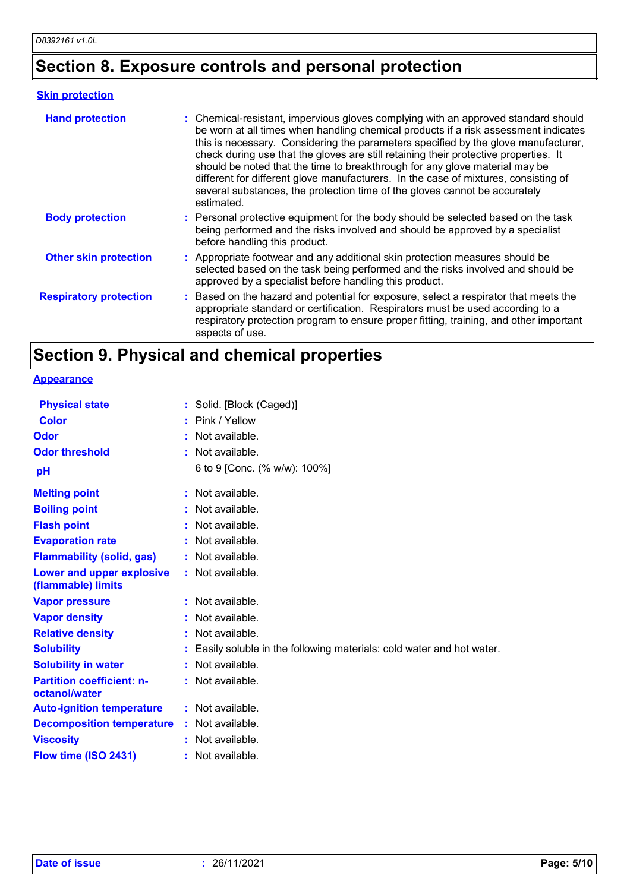# Section 8. Exposure controls and personal protection

### Skin protection

| | |
|---|---|
| **Hand protection** | : Chemical-resistant, impervious gloves complying with an approved standard should be worn at all times when handling chemical products if a risk assessment indicates this is necessary. Considering the parameters specified by the glove manufacturer, check during use that the gloves are still retaining their protective properties. It should be noted that the time to breakthrough for any glove material may be different for different glove manufacturers. In the case of mixtures, consisting of several substances, the protection time of the gloves cannot be accurately estimated. |
| **Body protection** | : Personal protective equipment for the body should be selected based on the task being performed and the risks involved and should be approved by a specialist before handling this product. |
| **Other skin protection** | : Appropriate footwear and any additional skin protection measures should be selected based on the task being performed and the risks involved and should be approved by a specialist before handling this product. |
| **Respiratory protection** | : Based on the hazard and potential for exposure, select a respirator that meets the appropriate standard or certification. Respirators must be used according to a respiratory protection program to ensure proper fitting, training, and other important aspects of use. |

# Section 9. Physical and chemical properties

### Appearance

| | |
|---|---|
| **Physical state** | : Solid. [Block (Caged)] |
| **Color** | : Pink / Yellow |
| **Odor** | : Not available. |
| **Odor threshold** | : Not available. |
| **pH** | 6 to 9 [Conc. (% w/w): 100%] |
| **Melting point** | : Not available. |
| **Boiling point** | : Not available. |
| **Flash point** | : Not available. |
| **Evaporation rate** | : Not available. |
| **Flammability (solid, gas)** | : Not available. |
| **Lower and upper explosive (flammable) limits** | : Not available. |
| **Vapor pressure** | : Not available. |
| **Vapor density** | : Not available. |
| **Relative density** | : Not available. |
| **Solubility** | : Easily soluble in the following materials: cold water and hot water. |
| **Solubility in water** | : Not available. |
| **Partition coefficient: n-octanol/water** | : Not available. |
| **Auto-ignition temperature** | : Not available. |
| **Decomposition temperature** | : Not available. |
| **Viscosity** | : Not available. |
| **Flow time (ISO 2431)** | : Not available. |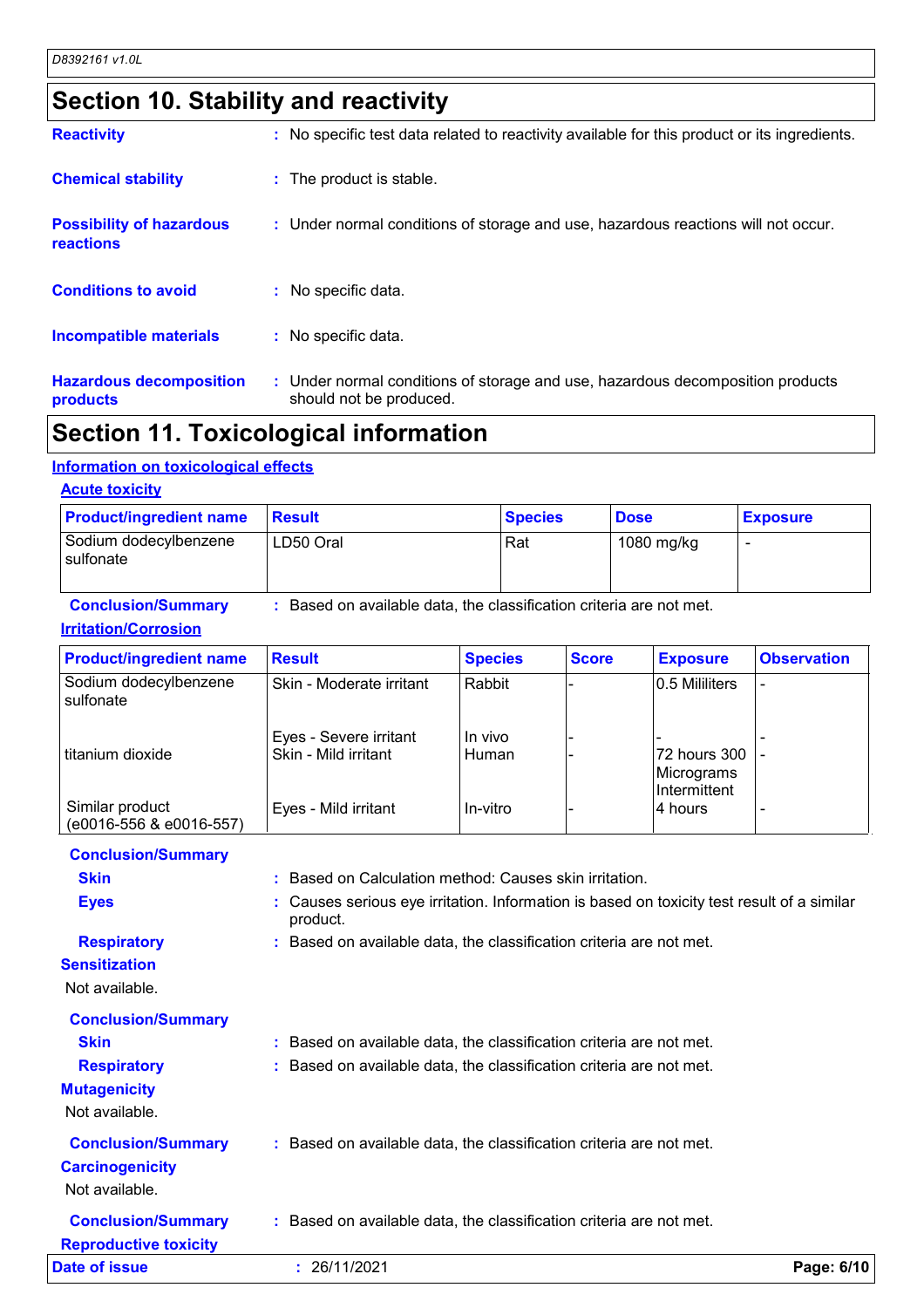## Section 10. Stability and reactivity

**Reactivity** : No specific test data related to reactivity available for this product or its ingredients.

**Chemical stability** : The product is stable.

**Possibility of hazardous reactions** : Under normal conditions of storage and use, hazardous reactions will not occur.

**Conditions to avoid** : No specific data.

**Incompatible materials** : No specific data.

**Hazardous decomposition products** : Under normal conditions of storage and use, hazardous decomposition products should not be produced.

## Section 11. Toxicological information

### Information on toxicological effects

#### Acute toxicity

| Product/ingredient name | Result | Species | Dose | Exposure |
|---|---|---|---|---|
| Sodium dodecylbenzene sulfonate | LD50 Oral | Rat | 1080 mg/kg | - |

**Conclusion/Summary** : Based on available data, the classification criteria are not met.

#### Irritation/Corrosion

| Product/ingredient name | Result | Species | Score | Exposure | Observation |
|---|---|---|---|---|---|
| Sodium dodecylbenzene sulfonate | Skin - Moderate irritant | Rabbit | - | 0.5 Mililiters | - |
| | Eyes - Severe irritant | In vivo | - | - | - |
| titanium dioxide | Skin - Mild irritant | Human | - | 72 hours 300 Micrograms Intermittent | - |
| Similar product (e0016-556 & e0016-557) | Eyes - Mild irritant | In-vitro | - | 4 hours | - |

**Conclusion/Summary**

**Skin** : Based on Calculation method: Causes skin irritation.

**Eyes** : Causes serious eye irritation. Information is based on toxicity test result of a similar product.

**Respiratory** : Based on available data, the classification criteria are not met.

#### Sensitization

Not available.

**Conclusion/Summary**

**Skin** : Based on available data, the classification criteria are not met.

**Respiratory** : Based on available data, the classification criteria are not met.

#### Mutagenicity

Not available.

**Conclusion/Summary** : Based on available data, the classification criteria are not met.

#### Carcinogenicity

Not available.

**Conclusion/Summary** : Based on available data, the classification criteria are not met.

#### Reproductive toxicity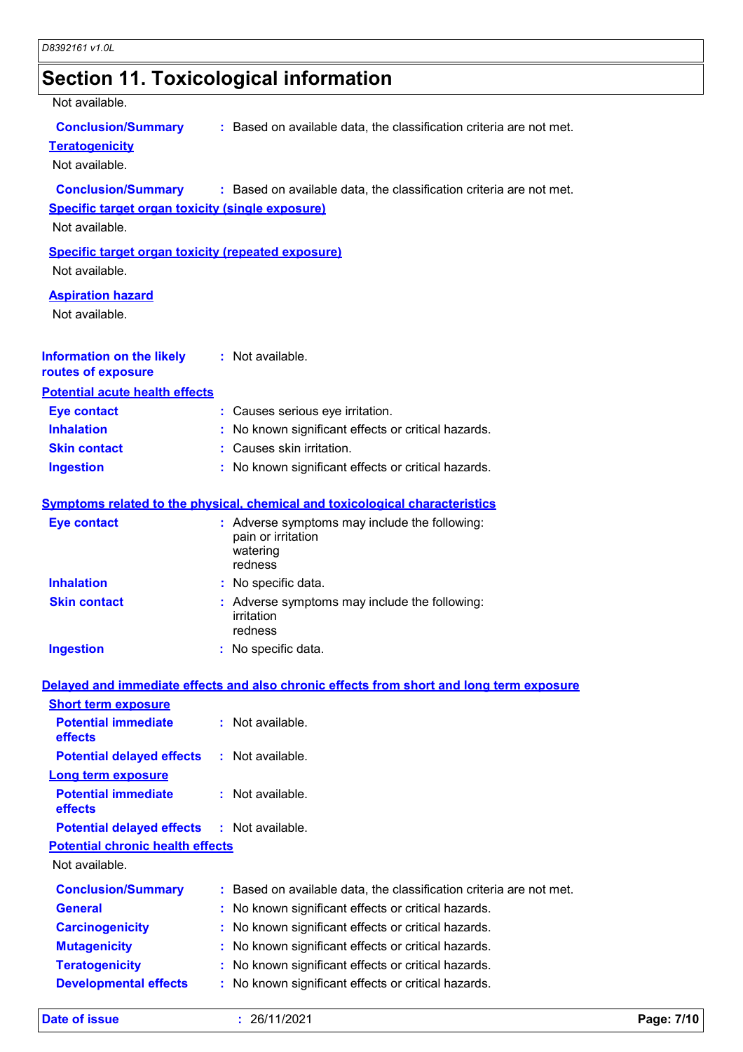## Section 11. Toxicological information

Not available.

**Conclusion/Summary** : Based on available data, the classification criteria are not met.

**Teratogenicity**

Not available.

**Conclusion/Summary** : Based on available data, the classification criteria are not met.

**Specific target organ toxicity (single exposure)**

Not available.

**Specific target organ toxicity (repeated exposure)**

Not available.

**Aspiration hazard**

Not available.

**Information on the likely routes of exposure** : Not available.

**Potential acute health effects**

**Eye contact** : Causes serious eye irritation.

**Inhalation** : No known significant effects or critical hazards.

**Skin contact** : Causes skin irritation.

**Ingestion** : No known significant effects or critical hazards.

**Symptoms related to the physical, chemical and toxicological characteristics**

**Eye contact** : Adverse symptoms may include the following:
pain or irritation
watering
redness

**Inhalation** : No specific data.

**Skin contact** : Adverse symptoms may include the following:
irritation
redness

**Ingestion** : No specific data.

**Delayed and immediate effects and also chronic effects from short and long term exposure**

**Short term exposure**

**Potential immediate effects** : Not available.

**Potential delayed effects** : Not available.

**Long term exposure**

**Potential immediate effects** : Not available.

**Potential delayed effects** : Not available.

**Potential chronic health effects**

Not available.

**Conclusion/Summary** : Based on available data, the classification criteria are not met.

**General** : No known significant effects or critical hazards.

**Carcinogenicity** : No known significant effects or critical hazards.

**Mutagenicity** : No known significant effects or critical hazards.

**Teratogenicity** : No known significant effects or critical hazards.

**Developmental effects** : No known significant effects or critical hazards.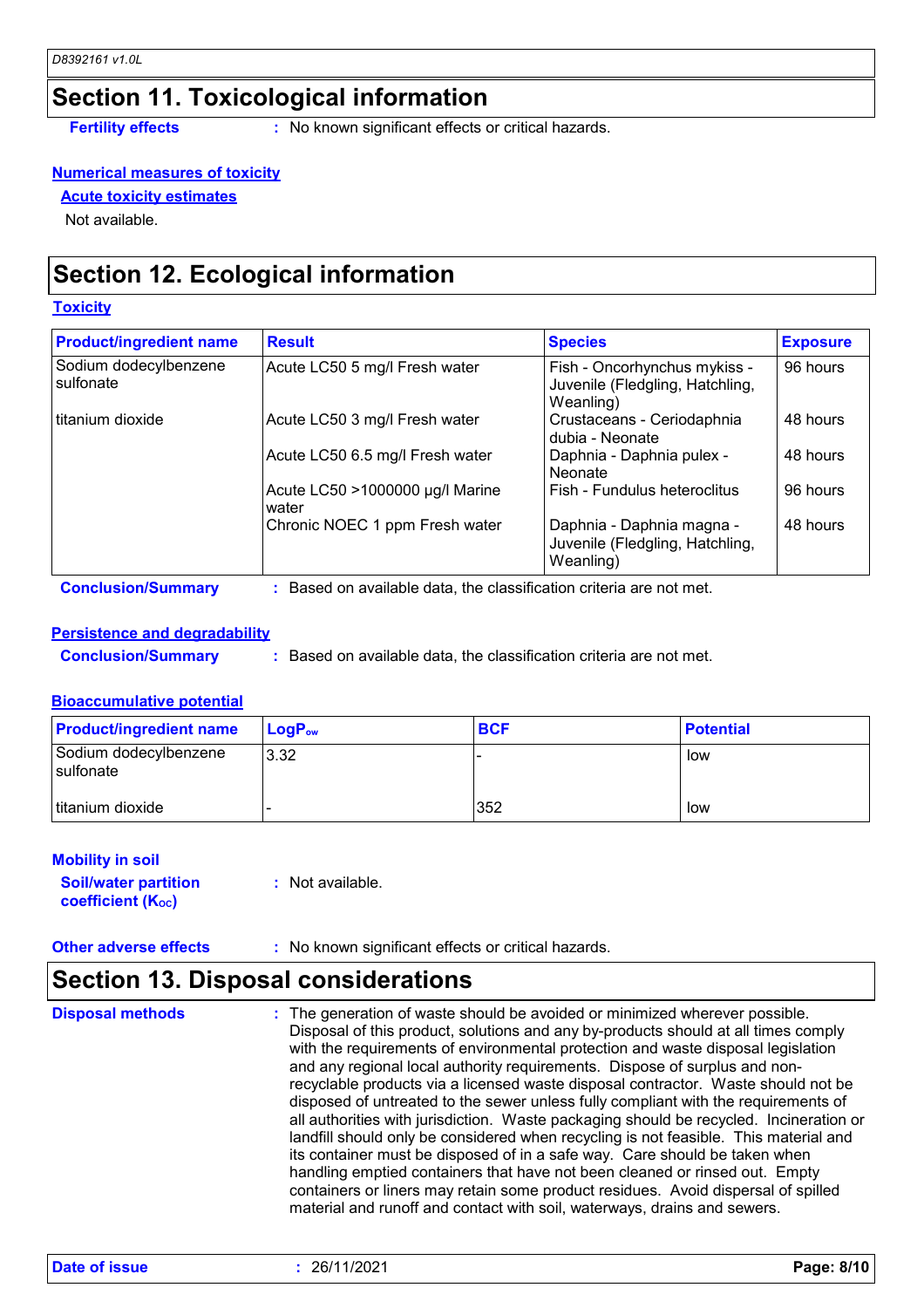## Section 11. Toxicological information

**Fertility effects** : No known significant effects or critical hazards.

**Numerical measures of toxicity**

**Acute toxicity estimates**

Not available.

## Section 12. Ecological information

**Toxicity**

| Product/ingredient name | Result | Species | Exposure |
|---|---|---|---|
| Sodium dodecylbenzene sulfonate | Acute LC50 5 mg/l Fresh water | Fish - Oncorhynchus mykiss - Juvenile (Fledgling, Hatchling, Weanling) | 96 hours |
| titanium dioxide | Acute LC50 3 mg/l Fresh water | Crustaceans - Ceriodaphnia dubia - Neonate | 48 hours |
| | Acute LC50 6.5 mg/l Fresh water | Daphnia - Daphnia pulex - Neonate | 48 hours |
| | Acute LC50 >1000000 µg/l Marine water | Fish - Fundulus heteroclitus | 96 hours |
| | Chronic NOEC 1 ppm Fresh water | Daphnia - Daphnia magna - Juvenile (Fledgling, Hatchling, Weanling) | 48 hours |

**Conclusion/Summary** : Based on available data, the classification criteria are not met.

**Persistence and degradability**

**Conclusion/Summary** : Based on available data, the classification criteria are not met.

**Bioaccumulative potential**

| Product/ingredient name | $LogP_{ow}$ | BCF | Potential |
|---|---|---|---|
| Sodium dodecylbenzene sulfonate | 3.32 | - | low |
| titanium dioxide | - | 352 | low |

**Mobility in soil**

**Soil/water partition coefficient ($K_{OC}$)** : Not available.

**Other adverse effects** : No known significant effects or critical hazards.

## Section 13. Disposal considerations

**Disposal methods** : The generation of waste should be avoided or minimized wherever possible. Disposal of this product, solutions and any by-products should at all times comply with the requirements of environmental protection and waste disposal legislation and any regional local authority requirements. Dispose of surplus and non-recyclable products via a licensed waste disposal contractor. Waste should not be disposed of untreated to the sewer unless fully compliant with the requirements of all authorities with jurisdiction. Waste packaging should be recycled. Incineration or landfill should only be considered when recycling is not feasible. This material and its container must be disposed of in a safe way. Care should be taken when handling emptied containers that have not been cleaned or rinsed out. Empty containers or liners may retain some product residues. Avoid dispersal of spilled material and runoff and contact with soil, waterways, drains and sewers.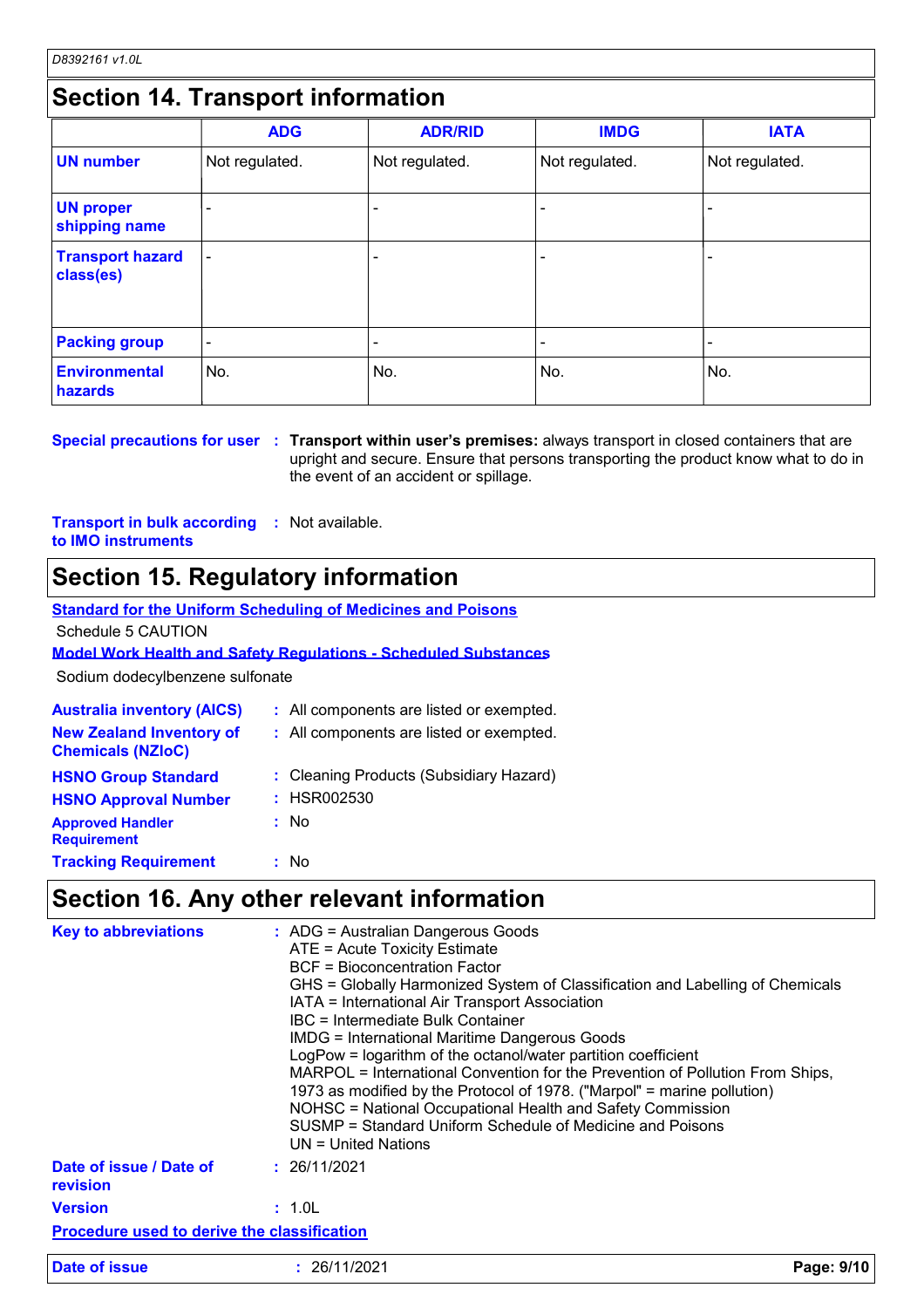## Section 14. Transport information

| | ADG | ADR/RID | IMDG | IATA |
|---|---|---|---|---|
| **UN number** | Not regulated. | Not regulated. | Not regulated. | Not regulated. |
| **UN proper shipping name** | - | - | - | - |
| **Transport hazard class(es)** | - | - | - | - |
| **Packing group** | - | - | - | - |
| **Environmental hazards** | No. | No. | No. | No. |

**Special precautions for user** : **Transport within user's premises:** always transport in closed containers that are upright and secure. Ensure that persons transporting the product know what to do in the event of an accident or spillage.

**Transport in bulk according to IMO instruments** : Not available.

## Section 15. Regulatory information

**Standard for the Uniform Scheduling of Medicines and Poisons**

Schedule 5 CAUTION

**Model Work Health and Safety Regulations - Scheduled Substances**

Sodium dodecylbenzene sulfonate

**Australia inventory (AICS)** : All components are listed or exempted.

**New Zealand Inventory of Chemicals (NZIoC)** : All components are listed or exempted.

**HSNO Group Standard** : Cleaning Products (Subsidiary Hazard)

**HSNO Approval Number** : HSR002530

**Approved Handler Requirement** : No

**Tracking Requirement** : No

## Section 16. Any other relevant information

**Key to abbreviations** :
ADG = Australian Dangerous Goods
ATE = Acute Toxicity Estimate
BCF = Bioconcentration Factor
GHS = Globally Harmonized System of Classification and Labelling of Chemicals
IATA = International Air Transport Association
IBC = Intermediate Bulk Container
IMDG = International Maritime Dangerous Goods
LogPow = logarithm of the octanol/water partition coefficient
MARPOL = International Convention for the Prevention of Pollution From Ships, 1973 as modified by the Protocol of 1978. ("Marpol" = marine pollution)
NOHSC = National Occupational Health and Safety Commission
SUSMP = Standard Uniform Schedule of Medicine and Poisons
UN = United Nations

**Date of issue / Date of revision** : 26/11/2021

**Version** : 1.0L

**Procedure used to derive the classification**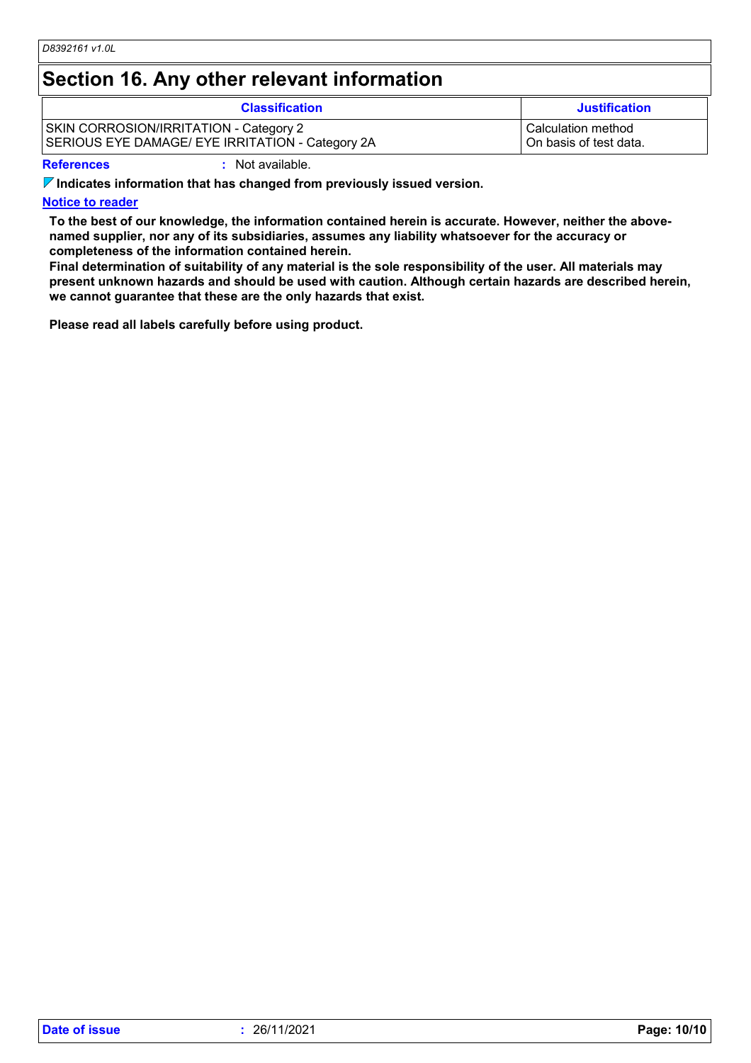## Section 16. Any other relevant information

| Classification | Justification |
|---|---|
| SKIN CORROSION/IRRITATION - Category 2 | Calculation method |
| SERIOUS EYE DAMAGE/ EYE IRRITATION - Category 2A | On basis of test data. |

**References** : Not available.

**Indicates information that has changed from previously issued version.**

**Notice to reader**

**To the best of our knowledge, the information contained herein is accurate. However, neither the above-named supplier, nor any of its subsidiaries, assumes any liability whatsoever for the accuracy or completeness of the information contained herein.**
**Final determination of suitability of any material is the sole responsibility of the user. All materials may present unknown hazards and should be used with caution. Although certain hazards are described herein, we cannot guarantee that these are the only hazards that exist.**

**Please read all labels carefully before using product.**